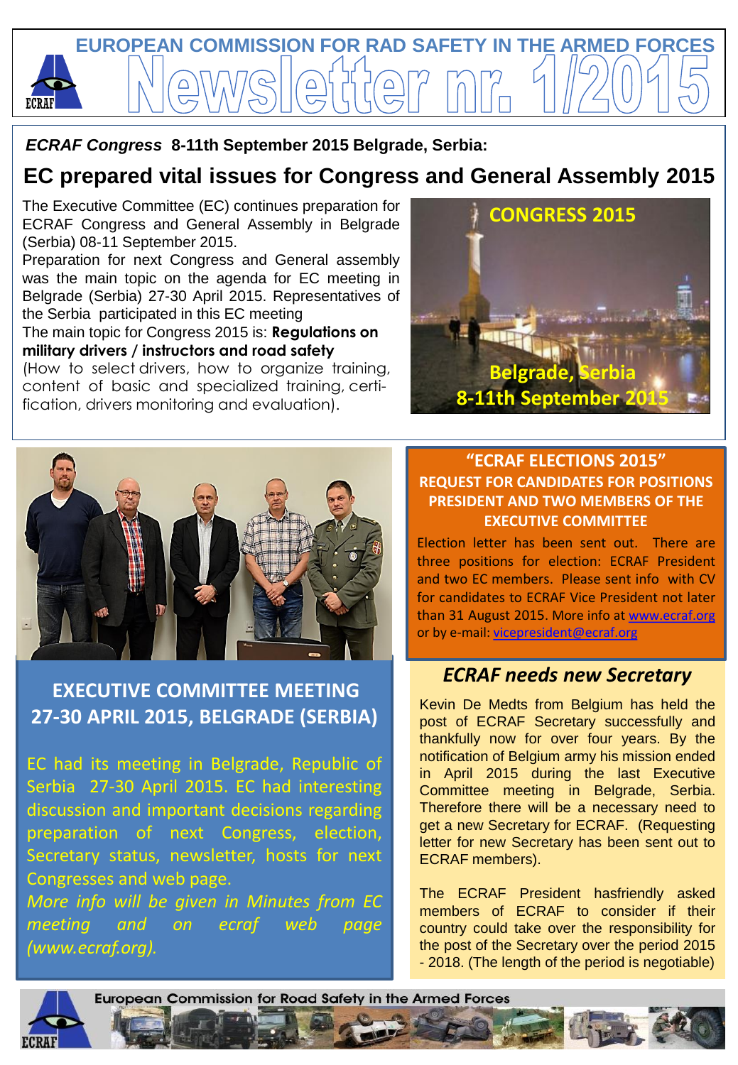# EUROPEAN COMMISSION FOR RAD SAFETY IN THE ARMED FORCES

# Newsletter nr. 1/2015

***ECRAF Congress*** **8-11th September 2015 Belgrade, Serbia:**

## EC prepared vital issues for Congress and General Assembly 2015

The Executive Committee (EC) continues preparation for ECRAF Congress and General Assembly in Belgrade (Serbia) 08-11 September 2015.

Preparation for next Congress and General assembly was the main topic on the agenda for EC meeting in Belgrade (Serbia) 27-30 April 2015. Representatives of the Serbia participated in this EC meeting

The main topic for Congress 2015 is: **Regulations on military drivers / instructors and road safety**

(How to select drivers, how to organize training, content of basic and specialized training, certi-fication, drivers monitoring and evaluation).

CONGRESS 2015

Belgrade, Serbia
8-11th September 2015

## EXECUTIVE COMMITTEE MEETING 27-30 APRIL 2015, BELGRADE (SERBIA)

EC had its meeting in Belgrade, Republic of Serbia 27-30 April 2015. EC had interesting discussion and important decisions regarding preparation of next Congress, election, Secretary status, newsletter, hosts for next Congresses and web page.

*More info will be given in Minutes from EC meeting and on ecraf web page (www.ecraf.org).*

## "ECRAF ELECTIONS 2015"

**REQUEST FOR CANDIDATES FOR POSITIONS PRESIDENT AND TWO MEMBERS OF THE EXECUTIVE COMMITTEE**

Election letter has been sent out. There are three positions for election: ECRAF President and two EC members. Please sent info with CV for candidates to ECRAF Vice President not later than 31 August 2015. More info at www.ecraf.org or by e-mail: vicepresident@ecraf.org

## *ECRAF needs new Secretary*

Kevin De Medts from Belgium has held the post of ECRAF Secretary successfully and thankfully now for over four years. By the notification of Belgium army his mission ended in April 2015 during the last Executive Committee meeting in Belgrade, Serbia. Therefore there will be a necessary need to get a new Secretary for ECRAF. (Requesting letter for new Secretary has been sent out to ECRAF members).

The ECRAF President hasfriendly asked members of ECRAF to consider if their country could take over the responsibility for the post of the Secretary over the period 2015 - 2018. (The length of the period is negotiable)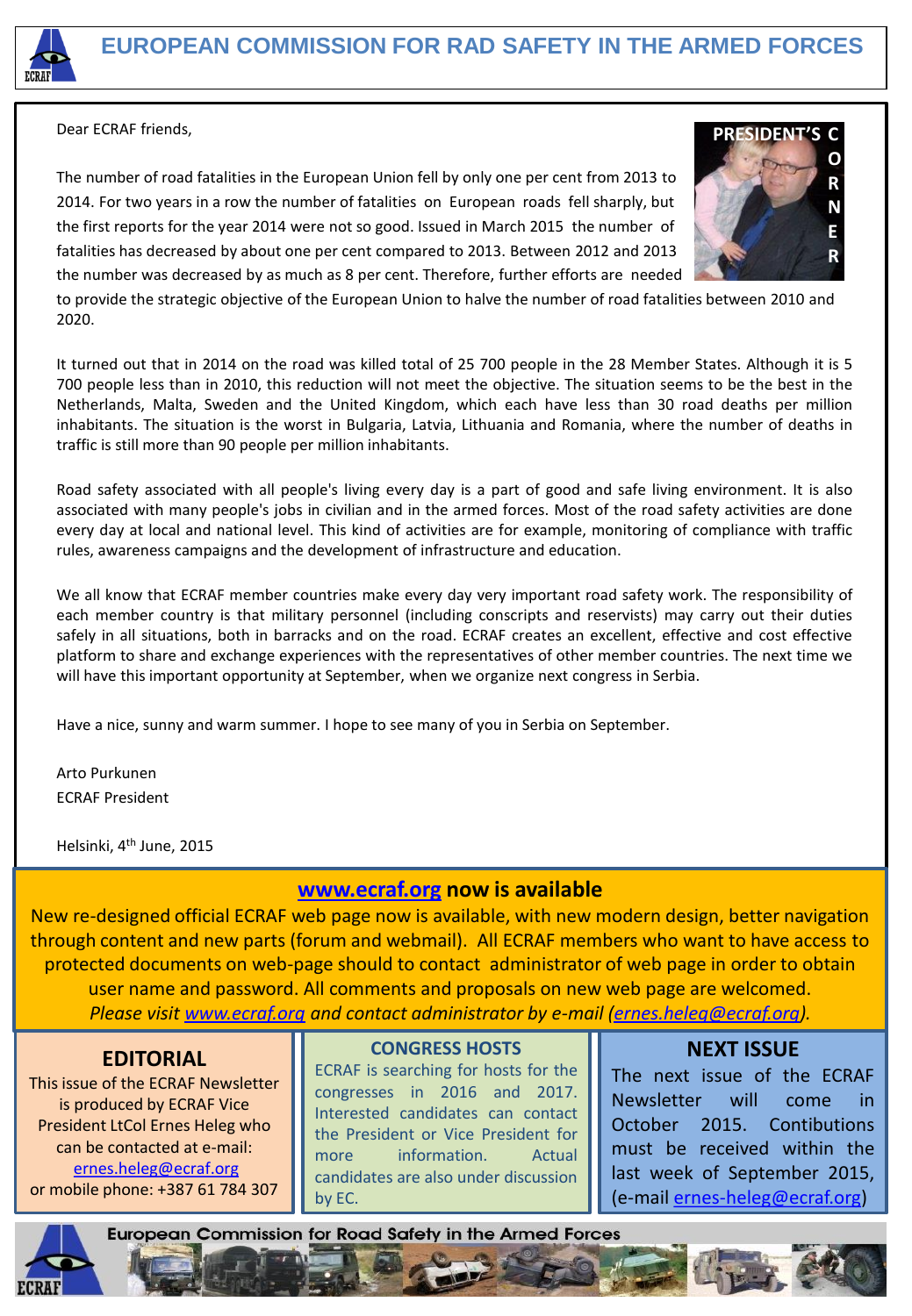# EUROPEAN COMMISSION FOR RAD SAFETY IN THE ARMED FORCES

## PRESIDENT'S CORNER

Dear ECRAF friends,

The number of road fatalities in the European Union fell by only one per cent from 2013 to 2014. For two years in a row the number of fatalities on European roads fell sharply, but the first reports for the year 2014 were not so good. Issued in March 2015 the number of fatalities has decreased by about one per cent compared to 2013. Between 2012 and 2013 the number was decreased by as much as 8 per cent. Therefore, further efforts are needed to provide the strategic objective of the European Union to halve the number of road fatalities between 2010 and 2020.

It turned out that in 2014 on the road was killed total of 25 700 people in the 28 Member States. Although it is 5 700 people less than in 2010, this reduction will not meet the objective. The situation seems to be the best in the Netherlands, Malta, Sweden and the United Kingdom, which each have less than 30 road deaths per million inhabitants. The situation is the worst in Bulgaria, Latvia, Lithuania and Romania, where the number of deaths in traffic is still more than 90 people per million inhabitants.

Road safety associated with all people's living every day is a part of good and safe living environment. It is also associated with many people's jobs in civilian and in the armed forces. Most of the road safety activities are done every day at local and national level. This kind of activities are for example, monitoring of compliance with traffic rules, awareness campaigns and the development of infrastructure and education.

We all know that ECRAF member countries make every day very important road safety work. The responsibility of each member country is that military personnel (including conscripts and reservists) may carry out their duties safely in all situations, both in barracks and on the road. ECRAF creates an excellent, effective and cost effective platform to share and exchange experiences with the representatives of other member countries. The next time we will have this important opportunity at September, when we organize next congress in Serbia.

Have a nice, sunny and warm summer. I hope to see many of you in Serbia on September.

Arto Purkunen
ECRAF President

Helsinki, 4th June, 2015

## www.ecraf.org now is available

New re-designed official ECRAF web page now is available, with new modern design, better navigation through content and new parts (forum and webmail). All ECRAF members who want to have access to protected documents on web-page should to contact administrator of web page in order to obtain user name and password. All comments and proposals on new web page are welcomed.
*Please visit www.ecraf.org and contact administrator by e-mail (ernes.heleg@ecraf.org).*

## EDITORIAL

This issue of the ECRAF Newsletter is produced by ECRAF Vice President LtCol Ernes Heleg who can be contacted at e-mail: ernes.heleg@ecraf.org or mobile phone: +387 61 784 307

## CONGRESS HOSTS

ECRAF is searching for hosts for the congresses in 2016 and 2017. Interested candidates can contact the President or Vice President for more information. Actual candidates are also under discussion by EC.

## NEXT ISSUE

The next issue of the ECRAF Newsletter will come in October 2015. Contibutions must be received within the last week of September 2015, (e-mail ernes-heleg@ecraf.org)

European Commission for Road Safety in the Armed Forces